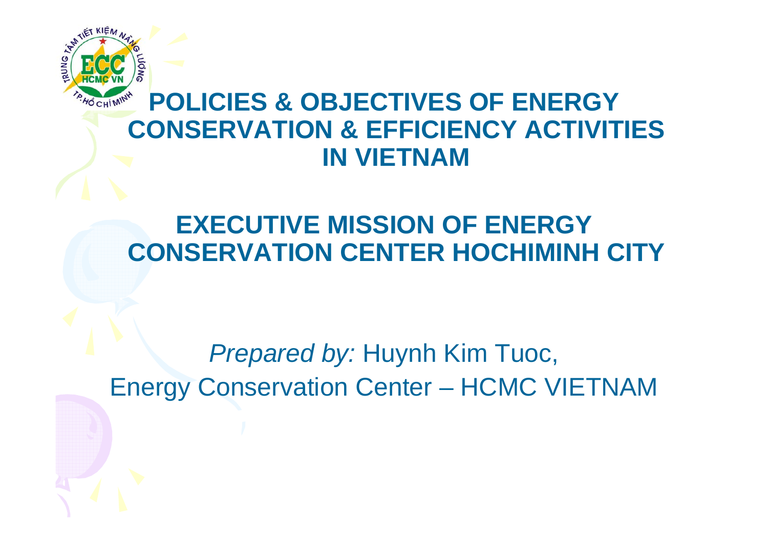# POLICIES & OBJECTIVES OF ENERGY CONSERVATION & EFFICIENCY ACTIVITIES IN VIETNAM

## EXECUTIVE MISSION OF ENERGY CONSERVATION CENTER HOCHIMINH CITY

*Prepared by:* Huynh Kim Tuoc,
Energy Conservation Center – HCMC VIETNAM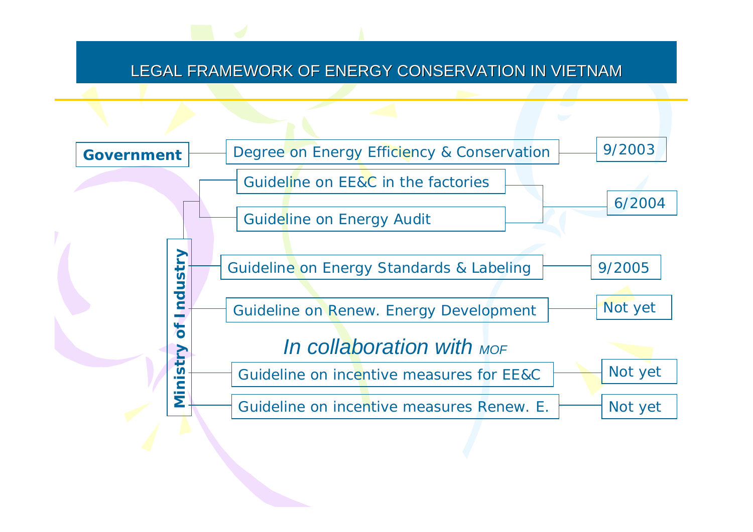# LEGAL FRAMEWORK OF ENERGY CONSERVATION IN VIETNAM

| Issuer | Document | Date |
| --- | --- | --- |
| **Government** | Degree on Energy Efficiency & Conservation | 9/2003 |
| **Ministry of Industry** | Guideline on EE&C in the factories | 6/2004 |
| **Ministry of Industry** | Guideline on Energy Audit | 6/2004 |
| **Ministry of Industry** | Guideline on Energy Standards & Labeling | 9/2005 |
| **Ministry of Industry** | Guideline on Renew. Energy Development | Not yet |
| **Ministry of Industry** *In collaboration with MOF* | Guideline on incentive measures for EE&C | Not yet |
| **Ministry of Industry** *In collaboration with MOF* | Guideline on incentive measures Renew. E. | Not yet |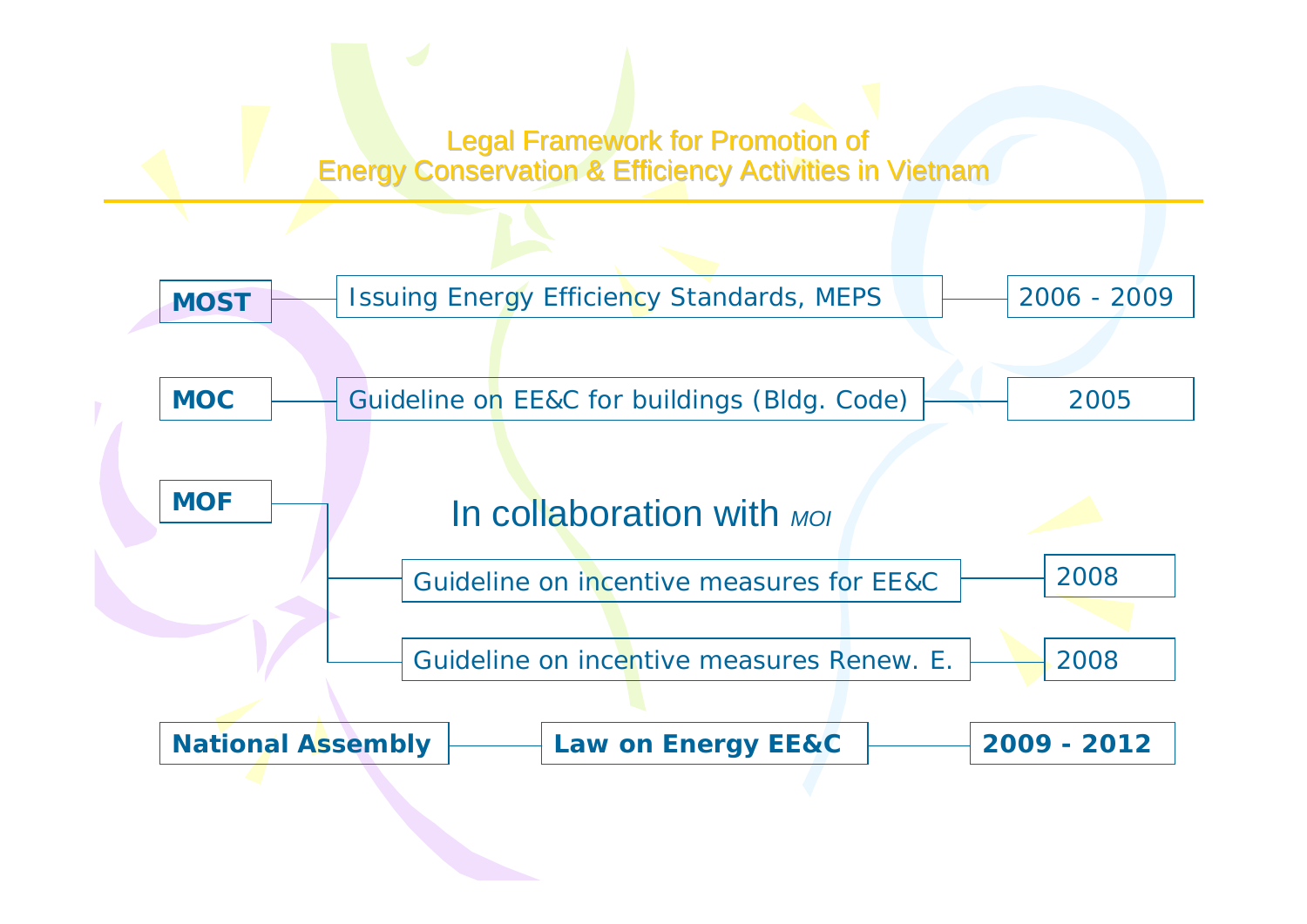# Legal Framework for Promotion of Energy Conservation & Efficiency Activities in Vietnam

| Agency | Activity | Period |
| --- | --- | --- |
| **MOST** | Issuing Energy Efficiency Standards, MEPS | 2006 - 2009 |
| **MOC** | Guideline on EE&C for buildings (Bldg. Code) | 2005 |
| **MOF** | | |

In collaboration with *MOI*

| Agency | Activity | Period |
| --- | --- | --- |
| **MOF** | Guideline on incentive measures for EE&C | 2008 |
| **MOF** | Guideline on incentive measures Renew. E. | 2008 |
| **National Assembly** | **Law on Energy EE&C** | **2009 - 2012** |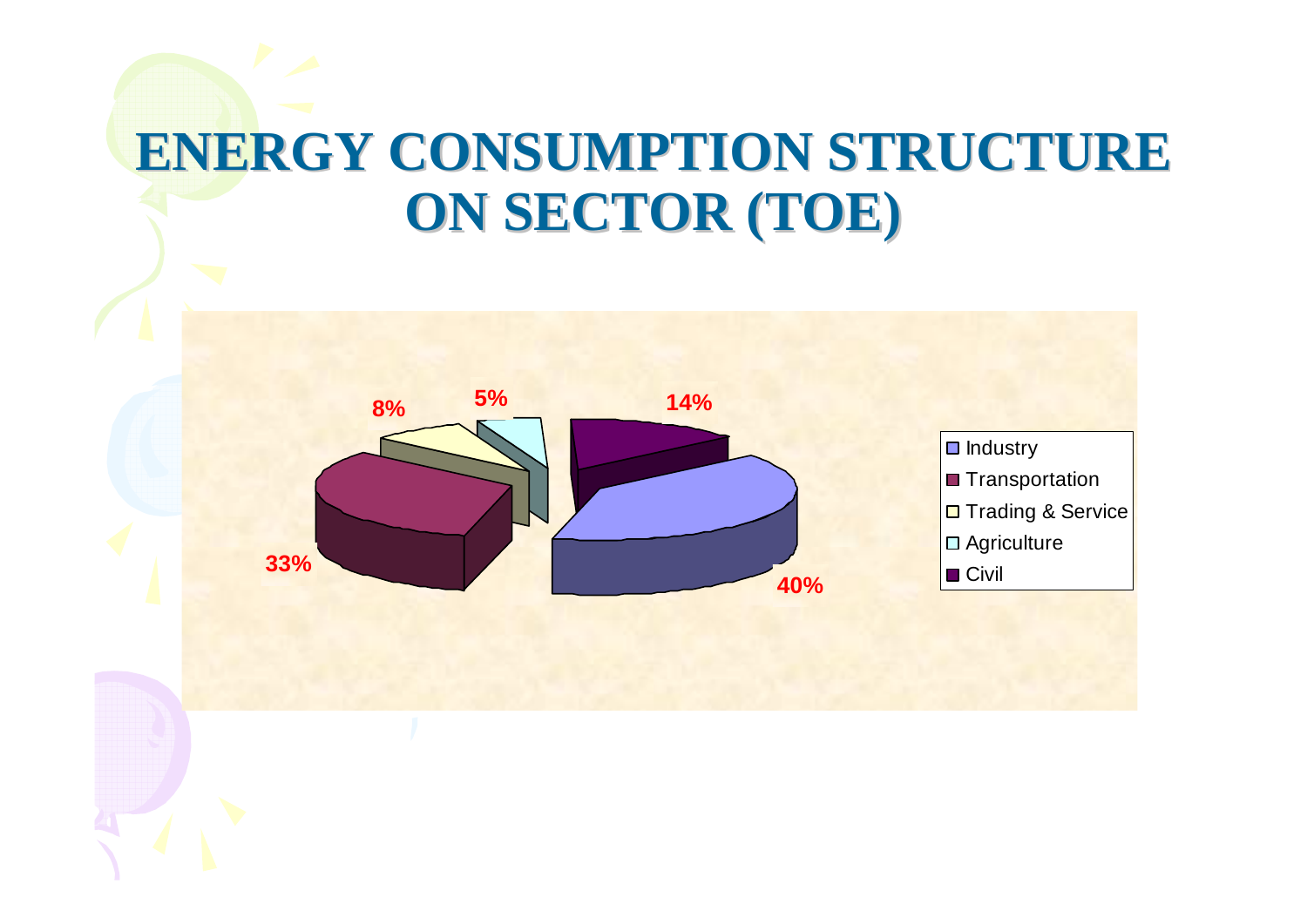# ENERGY CONSUMPTION STRUCTURE ON SECTOR (TOE)

| Sector | Share |
|---|---|
| Industry | 40% |
| Transportation | 33% |
| Trading & Service | 8% |
| Agriculture | 5% |
| Civil | 14% |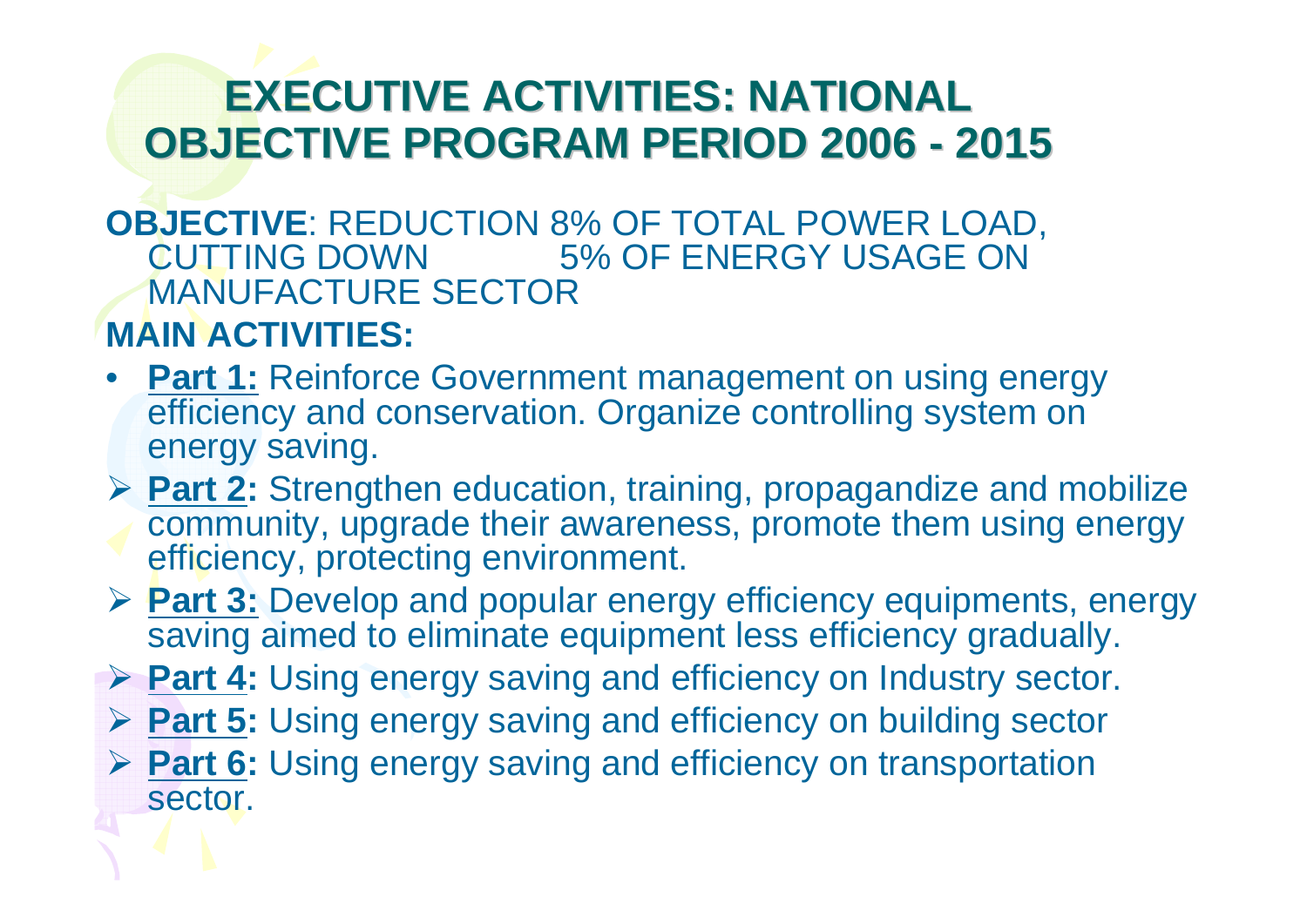# EXECUTIVE ACTIVITIES: NATIONAL OBJECTIVE PROGRAM PERIOD 2006 - 2015

**OBJECTIVE**: REDUCTION 8% OF TOTAL POWER LOAD, CUTTING DOWN 5% OF ENERGY USAGE ON MANUFACTURE SECTOR

**MAIN ACTIVITIES:**

- **Part 1:** Reinforce Government management on using energy efficiency and conservation. Organize controlling system on energy saving.
- **Part 2:** Strengthen education, training, propagandize and mobilize community, upgrade their awareness, promote them using energy efficiency, protecting environment.
- **Part 3:** Develop and popular energy efficiency equipments, energy saving aimed to eliminate equipment less efficiency gradually.
- **Part 4:** Using energy saving and efficiency on Industry sector.
- **Part 5:** Using energy saving and efficiency on building sector
- **Part 6:** Using energy saving and efficiency on transportation sector.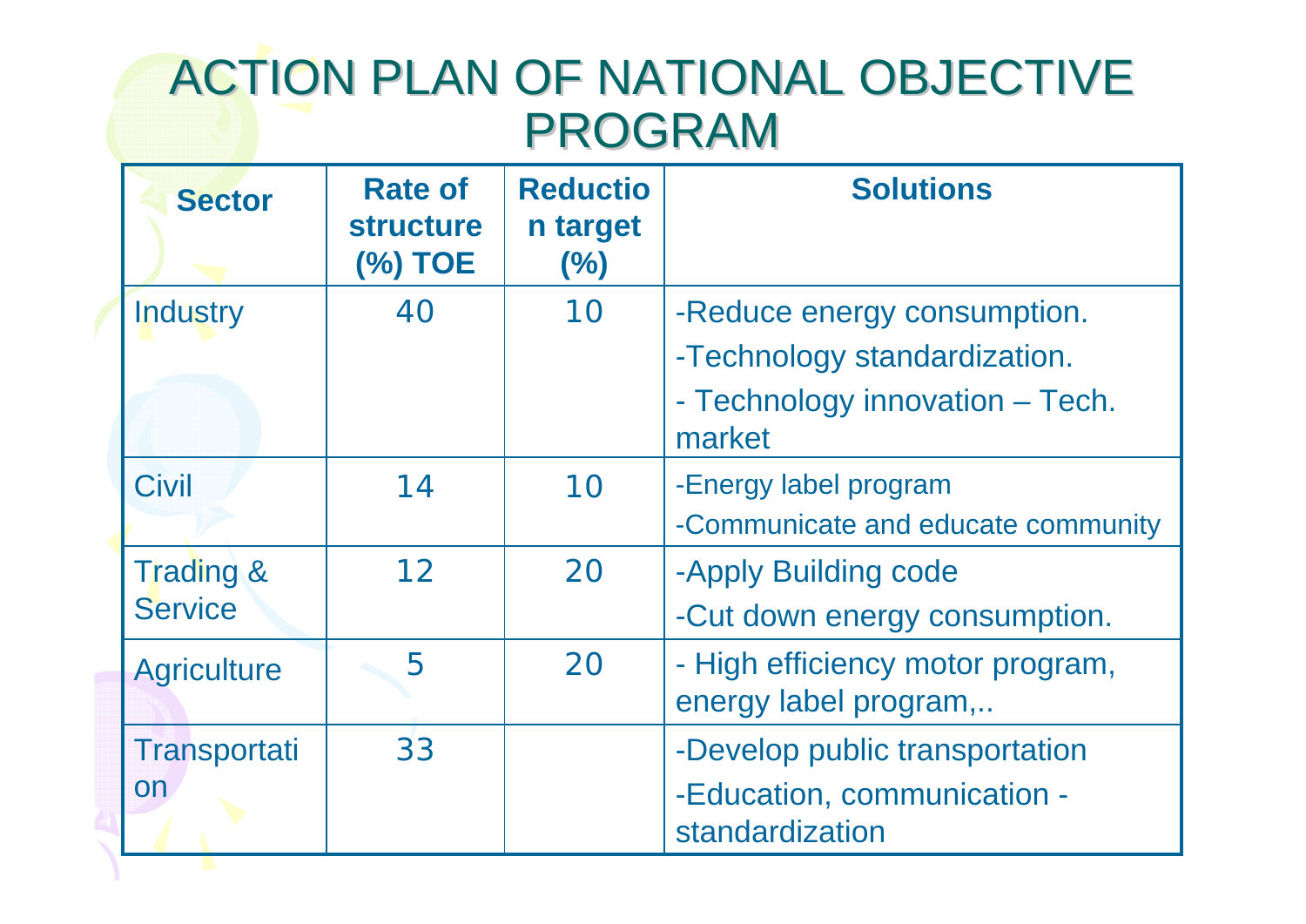# ACTION PLAN OF NATIONAL OBJECTIVE PROGRAM

| Sector | Rate of structure (%) TOE | Reduction target (%) | Solutions |
|---|---|---|---|
| Industry | 40 | 10 | -Reduce energy consumption.<br>-Technology standardization.<br>- Technology innovation – Tech. market |
| Civil | 14 | 10 | -Energy label program<br>-Communicate and educate community |
| Trading & Service | 12 | 20 | -Apply Building code<br>-Cut down energy consumption. |
| Agriculture | 5 | 20 | - High efficiency motor program, energy label program,.. |
| Transportation | 33 | | -Develop public transportation<br>-Education, communication - standardization |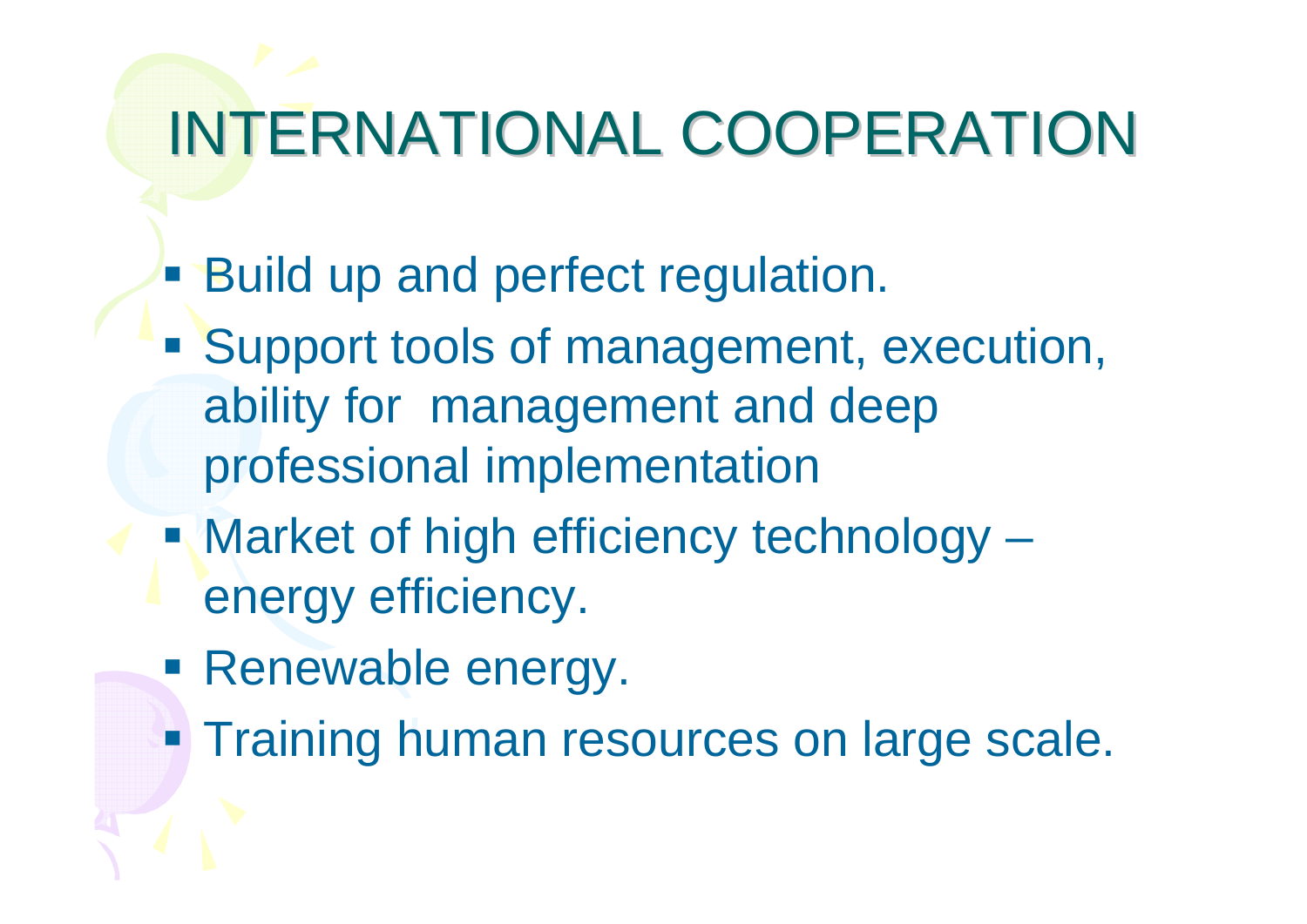# INTERNATIONAL COOPERATION

- Build up and perfect regulation.
- Support tools of management, execution, ability for management and deep professional implementation
- Market of high efficiency technology – energy efficiency.
- Renewable energy.
- Training human resources on large scale.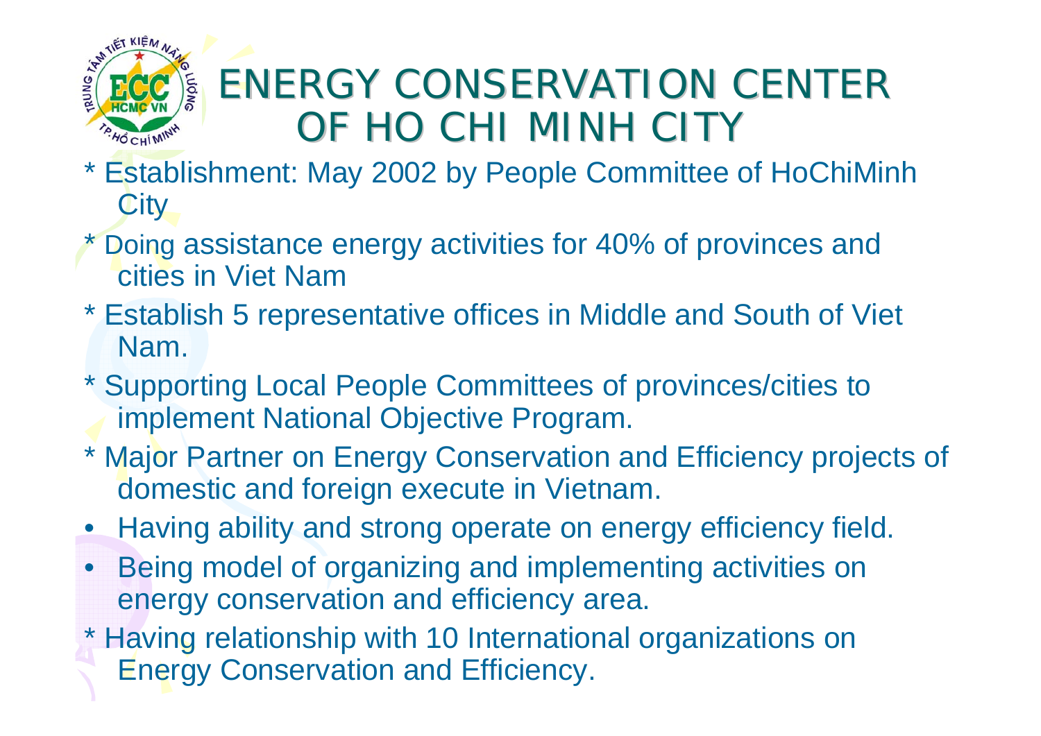# ENERGY CONSERVATION CENTER OF HO CHI MINH CITY

* Establishment: May 2002 by People Committee of HoChiMinh City
* Doing assistance energy activities for 40% of provinces and cities in Viet Nam
* Establish 5 representative offices in Middle and South of Viet Nam.
* Supporting Local People Committees of provinces/cities to implement National Objective Program.
* Major Partner on Energy Conservation and Efficiency projects of domestic and foreign execute in Vietnam.
- Having ability and strong operate on energy efficiency field.
- Being model of organizing and implementing activities on energy conservation and efficiency area.
* Having relationship with 10 International organizations on Energy Conservation and Efficiency.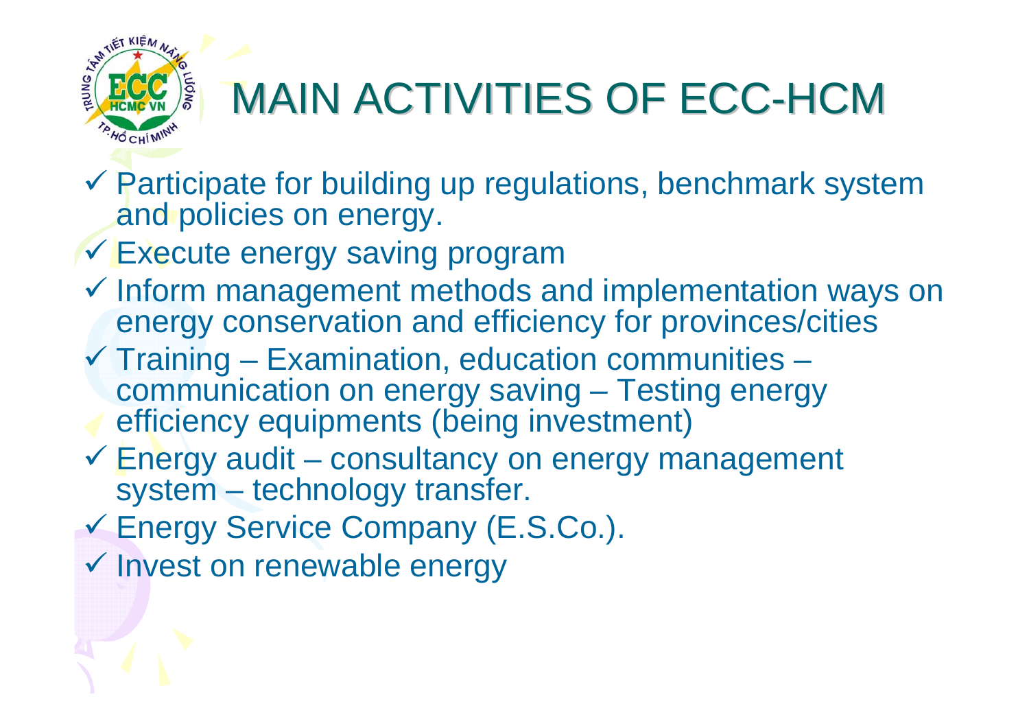# MAIN ACTIVITIES OF ECC-HCM

- ✓ Participate for building up regulations, benchmark system and policies on energy.
- ✓ Execute energy saving program
- ✓ Inform management methods and implementation ways on energy conservation and efficiency for provinces/cities
- ✓ Training – Examination, education communities – communication on energy saving – Testing energy efficiency equipments (being investment)
- ✓ Energy audit – consultancy on energy management system – technology transfer.
- ✓ Energy Service Company (E.S.Co.).
- ✓ Invest on renewable energy